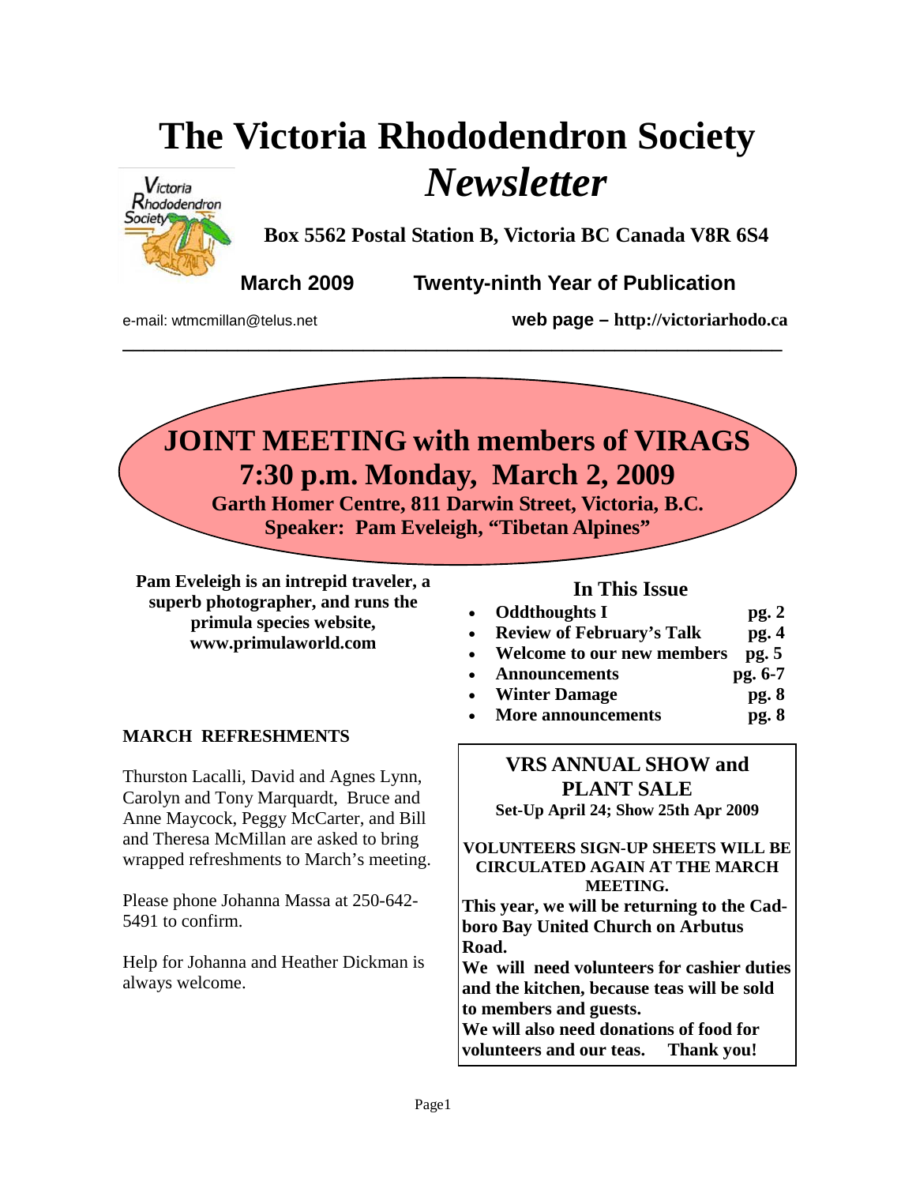# The Victoria Rhododendron Society *Newsletter*

**Box 5562 Postal Station B, Victoria BC Canada V8R 6S4**

**March 2009 Twenty-ninth Year of Publication**

e-mail: wtmcmillan@telus.net **web page – http://victoriarhodo.ca**

---

## JOINT MEETING with members of VIRAGS
## 7:30 p.m. Monday, March 2, 2009

**Garth Homer Centre, 811 Darwin Street, Victoria, B.C.**
**Speaker: Pam Eveleigh, "Tibetan Alpines"**

**Pam Eveleigh is an intrepid traveler, a superb photographer, and runs the primula species website, www.primulaworld.com**

### In This Issue

- **Oddthoughts I** **pg. 2**
- **Review of February's Talk** **pg. 4**
- **Welcome to our new members** **pg. 5**
- **Announcements** **pg. 6-7**
- **Winter Damage** **pg. 8**
- **More announcements** **pg. 8**

### MARCH REFRESHMENTS

Thurston Lacalli, David and Agnes Lynn, Carolyn and Tony Marquardt, Bruce and Anne Maycock, Peggy McCarter, and Bill and Theresa McMillan are asked to bring wrapped refreshments to March's meeting.

Please phone Johanna Massa at 250-642-5491 to confirm.

Help for Johanna and Heather Dickman is always welcome.

### VRS ANNUAL SHOW and PLANT SALE

**Set-Up April 24; Show 25th Apr 2009**

**VOLUNTEERS SIGN-UP SHEETS WILL BE CIRCULATED AGAIN AT THE MARCH MEETING.**

**This year, we will be returning to the Cadboro Bay United Church on Arbutus Road.**

**We will need volunteers for cashier duties and the kitchen, because teas will be sold to members and guests.**

**We will also need donations of food for volunteers and our teas. Thank you!**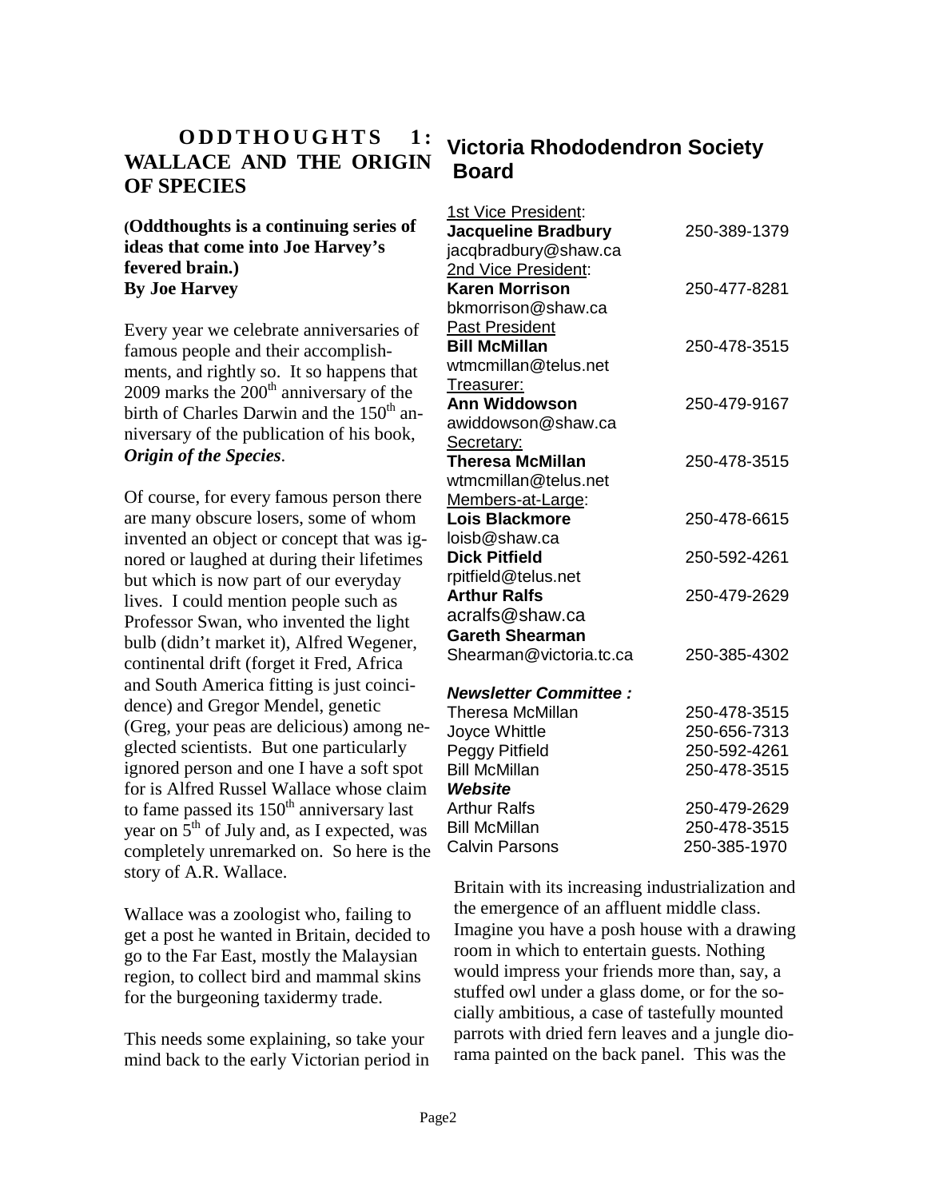# ODDTHOUGHTS 1: WALLACE AND THE ORIGIN OF SPECIES

**(Oddthoughts is a continuing series of ideas that come into Joe Harvey's fevered brain.)**
**By Joe Harvey**

Every year we celebrate anniversaries of famous people and their accomplishments, and rightly so. It so happens that 2009 marks the 200th anniversary of the birth of Charles Darwin and the 150th anniversary of the publication of his book, ***Origin of the Species***.

Of course, for every famous person there are many obscure losers, some of whom invented an object or concept that was ignored or laughed at during their lifetimes but which is now part of our everyday lives. I could mention people such as Professor Swan, who invented the light bulb (didn't market it), Alfred Wegener, continental drift (forget it Fred, Africa and South America fitting is just coincidence) and Gregor Mendel, genetic (Greg, your peas are delicious) among neglected scientists. But one particularly ignored person and one I have a soft spot for is Alfred Russel Wallace whose claim to fame passed its 150th anniversary last year on 5th of July and, as I expected, was completely unremarked on. So here is the story of A.R. Wallace.

Wallace was a zoologist who, failing to get a post he wanted in Britain, decided to go to the Far East, mostly the Malaysian region, to collect bird and mammal skins for the burgeoning taxidermy trade.

This needs some explaining, so take your mind back to the early Victorian period in Britain with its increasing industrialization and the emergence of an affluent middle class. Imagine you have a posh house with a drawing room in which to entertain guests. Nothing would impress your friends more than, say, a stuffed owl under a glass dome, or for the socially ambitious, a case of tastefully mounted parrots with dried fern leaves and a jungle diorama painted on the back panel. This was the

## Victoria Rhododendron Society Board

1st Vice President:
**Jacqueline Bradbury** 250-389-1379
jacqbradbury@shaw.ca

2nd Vice President:
**Karen Morrison** 250-477-8281
bkmorrison@shaw.ca

Past President
**Bill McMillan** 250-478-3515
wtmcmillan@telus.net

Treasurer:
**Ann Widdowson** 250-479-9167
awiddowson@shaw.ca

Secretary:
**Theresa McMillan** 250-478-3515
wtmcmillan@telus.net

Members-at-Large:
**Lois Blackmore** 250-478-6615
loisb@shaw.ca
**Dick Pitfield** 250-592-4261
rpitfield@telus.net
**Arthur Ralfs** 250-479-2629
acralfs@shaw.ca
**Gareth Shearman**
Shearman@victoria.tc.ca 250-385-4302

***Newsletter Committee :***
Theresa McMillan 250-478-3515
Joyce Whittle 250-656-7313
Peggy Pitfield 250-592-4261
Bill McMillan 250-478-3515

***Website***
Arthur Ralfs 250-479-2629
Bill McMillan 250-478-3515
Calvin Parsons 250-385-1970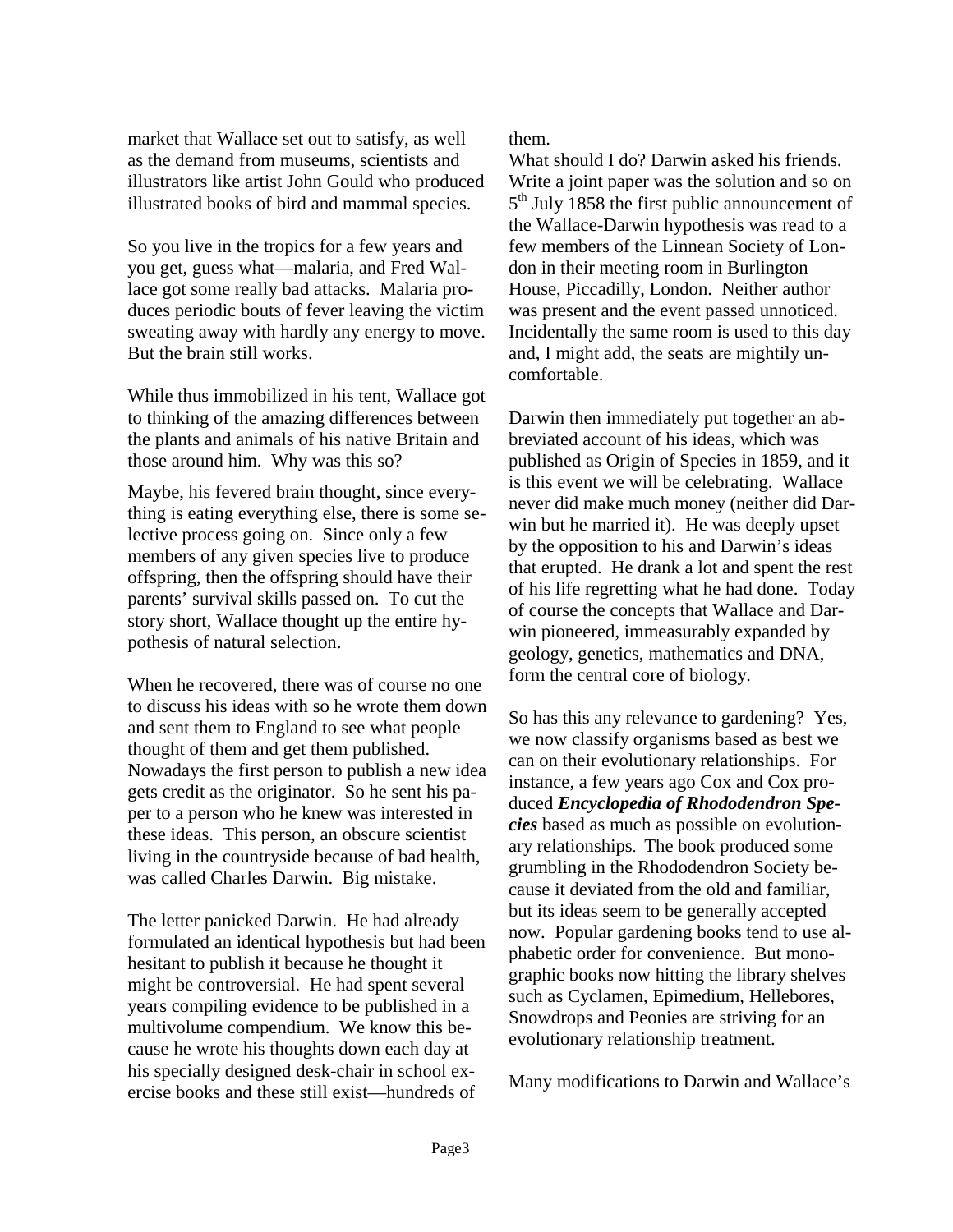market that Wallace set out to satisfy, as well as the demand from museums, scientists and illustrators like artist John Gould who produced illustrated books of bird and mammal species.

So you live in the tropics for a few years and you get, guess what—malaria, and Fred Wallace got some really bad attacks. Malaria produces periodic bouts of fever leaving the victim sweating away with hardly any energy to move. But the brain still works.

While thus immobilized in his tent, Wallace got to thinking of the amazing differences between the plants and animals of his native Britain and those around him. Why was this so?

Maybe, his fevered brain thought, since everything is eating everything else, there is some selective process going on. Since only a few members of any given species live to produce offspring, then the offspring should have their parents' survival skills passed on. To cut the story short, Wallace thought up the entire hypothesis of natural selection.

When he recovered, there was of course no one to discuss his ideas with so he wrote them down and sent them to England to see what people thought of them and get them published. Nowadays the first person to publish a new idea gets credit as the originator. So he sent his paper to a person who he knew was interested in these ideas. This person, an obscure scientist living in the countryside because of bad health, was called Charles Darwin. Big mistake.

The letter panicked Darwin. He had already formulated an identical hypothesis but had been hesitant to publish it because he thought it might be controversial. He had spent several years compiling evidence to be published in a multivolume compendium. We know this because he wrote his thoughts down each day at his specially designed desk-chair in school exercise books and these still exist—hundreds of them.

What should I do? Darwin asked his friends. Write a joint paper was the solution and so on 5th July 1858 the first public announcement of the Wallace-Darwin hypothesis was read to a few members of the Linnean Society of London in their meeting room in Burlington House, Piccadilly, London. Neither author was present and the event passed unnoticed. Incidentally the same room is used to this day and, I might add, the seats are mightily uncomfortable.

Darwin then immediately put together an abbreviated account of his ideas, which was published as Origin of Species in 1859, and it is this event we will be celebrating. Wallace never did make much money (neither did Darwin but he married it). He was deeply upset by the opposition to his and Darwin's ideas that erupted. He drank a lot and spent the rest of his life regretting what he had done. Today of course the concepts that Wallace and Darwin pioneered, immeasurably expanded by geology, genetics, mathematics and DNA, form the central core of biology.

So has this any relevance to gardening? Yes, we now classify organisms based as best we can on their evolutionary relationships. For instance, a few years ago Cox and Cox produced ***Encyclopedia of Rhododendron Species*** based as much as possible on evolutionary relationships. The book produced some grumbling in the Rhododendron Society because it deviated from the old and familiar, but its ideas seem to be generally accepted now. Popular gardening books tend to use alphabetic order for convenience. But monographic books now hitting the library shelves such as Cyclamen, Epimedium, Hellebores, Snowdrops and Peonies are striving for an evolutionary relationship treatment.

Many modifications to Darwin and Wallace's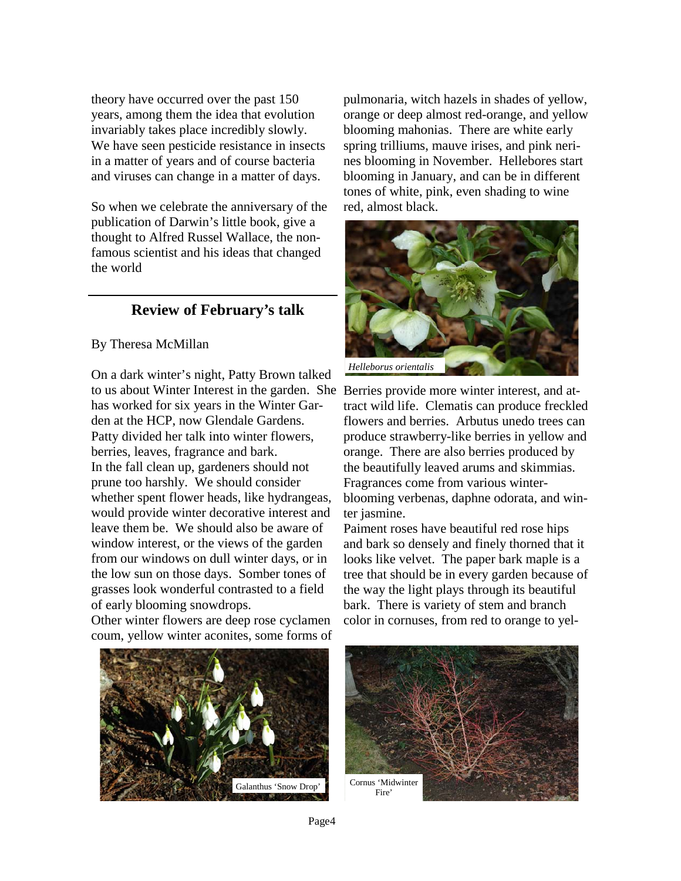theory have occurred over the past 150 years, among them the idea that evolution invariably takes place incredibly slowly. We have seen pesticide resistance in insects in a matter of years and of course bacteria and viruses can change in a matter of days.

So when we celebrate the anniversary of the publication of Darwin's little book, give a thought to Alfred Russel Wallace, the non-famous scientist and his ideas that changed the world

## Review of February's talk

By Theresa McMillan

On a dark winter's night, Patty Brown talked to us about Winter Interest in the garden. She has worked for six years in the Winter Garden at the HCP, now Glendale Gardens. Patty divided her talk into winter flowers, berries, leaves, fragrance and bark.

In the fall clean up, gardeners should not prune too harshly. We should consider whether spent flower heads, like hydrangeas, would provide winter decorative interest and leave them be. We should also be aware of window interest, or the views of the garden from our windows on dull winter days, or in the low sun on those days. Somber tones of grasses look wonderful contrasted to a field of early blooming snowdrops.

Other winter flowers are deep rose cyclamen coum, yellow winter aconites, some forms of pulmonaria, witch hazels in shades of yellow, orange or deep almost red-orange, and yellow blooming mahonias. There are white early spring trilliums, mauve irises, and pink nerines blooming in November. Hellebores start blooming in January, and can be in different tones of white, pink, even shading to wine red, almost black.

*Helleborus orientalis*

Berries provide more winter interest, and attract wild life. Clematis can produce freckled flowers and berries. Arbutus unedo trees can produce strawberry-like berries in yellow and orange. There are also berries produced by the beautifully leaved arums and skimmias. Fragrances come from various winter-blooming verbenas, daphne odorata, and winter jasmine.

Paiment roses have beautiful red rose hips and bark so densely and finely thorned that it looks like velvet. The paper bark maple is a tree that should be in every garden because of the way the light plays through its beautiful bark. There is variety of stem and branch color in cornuses, from red to orange to yel-

Galanthus 'Snow Drop'

Cornus 'Midwinter Fire'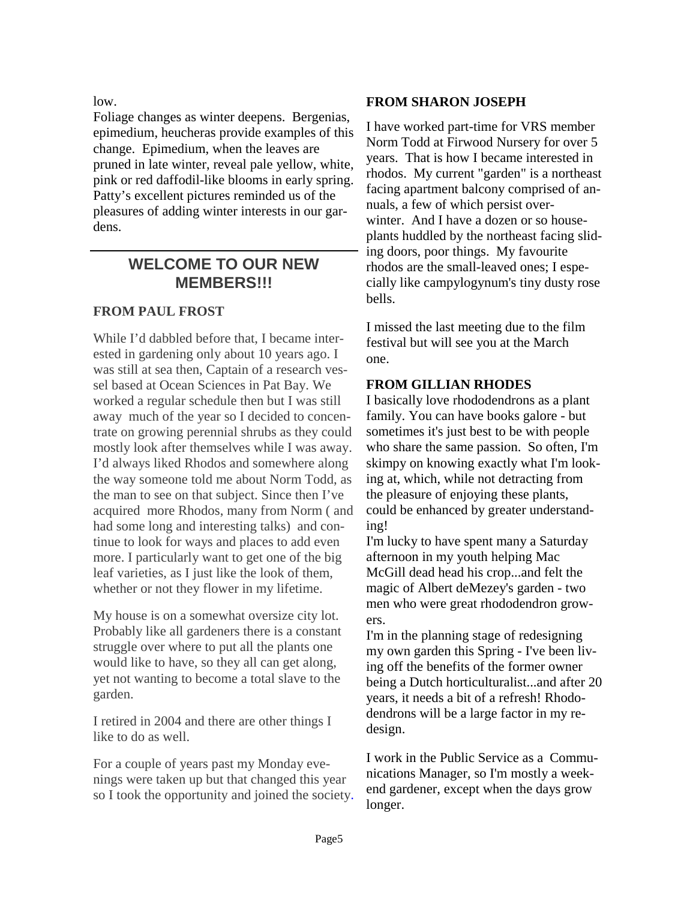low.

Foliage changes as winter deepens. Bergenias, epimedium, heucheras provide examples of this change. Epimedium, when the leaves are pruned in late winter, reveal pale yellow, white, pink or red daffodil-like blooms in early spring. Patty's excellent pictures reminded us of the pleasures of adding winter interests in our gardens.

## WELCOME TO OUR NEW MEMBERS!!!

### FROM PAUL FROST

While I'd dabbled before that, I became interested in gardening only about 10 years ago. I was still at sea then, Captain of a research vessel based at Ocean Sciences in Pat Bay. We worked a regular schedule then but I was still away much of the year so I decided to concentrate on growing perennial shrubs as they could mostly look after themselves while I was away. I'd always liked Rhodos and somewhere along the way someone told me about Norm Todd, as the man to see on that subject. Since then I've acquired more Rhodos, many from Norm ( and had some long and interesting talks) and continue to look for ways and places to add even more. I particularly want to get one of the big leaf varieties, as I just like the look of them, whether or not they flower in my lifetime.

My house is on a somewhat oversize city lot. Probably like all gardeners there is a constant struggle over where to put all the plants one would like to have, so they all can get along, yet not wanting to become a total slave to the garden.

I retired in 2004 and there are other things I like to do as well.

For a couple of years past my Monday evenings were taken up but that changed this year so I took the opportunity and joined the society.

### FROM SHARON JOSEPH

I have worked part-time for VRS member Norm Todd at Firwood Nursery for over 5 years. That is how I became interested in rhodos. My current "garden" is a northeast facing apartment balcony comprised of annuals, a few of which persist over-winter. And I have a dozen or so houseplants huddled by the northeast facing sliding doors, poor things. My favourite rhodos are the small-leaved ones; I especially like campylogynum's tiny dusty rose bells.

I missed the last meeting due to the film festival but will see you at the March one.

### FROM GILLIAN RHODES

I basically love rhododendrons as a plant family. You can have books galore - but sometimes it's just best to be with people who share the same passion. So often, I'm skimpy on knowing exactly what I'm looking at, which, while not detracting from the pleasure of enjoying these plants, could be enhanced by greater understanding!

I'm lucky to have spent many a Saturday afternoon in my youth helping Mac McGill dead head his crop...and felt the magic of Albert deMezey's garden - two men who were great rhododendron growers.

I'm in the planning stage of redesigning my own garden this Spring - I've been living off the benefits of the former owner being a Dutch horticulturalist...and after 20 years, it needs a bit of a refresh! Rhododendrons will be a large factor in my redesign.

I work in the Public Service as a Communications Manager, so I'm mostly a weekend gardener, except when the days grow longer.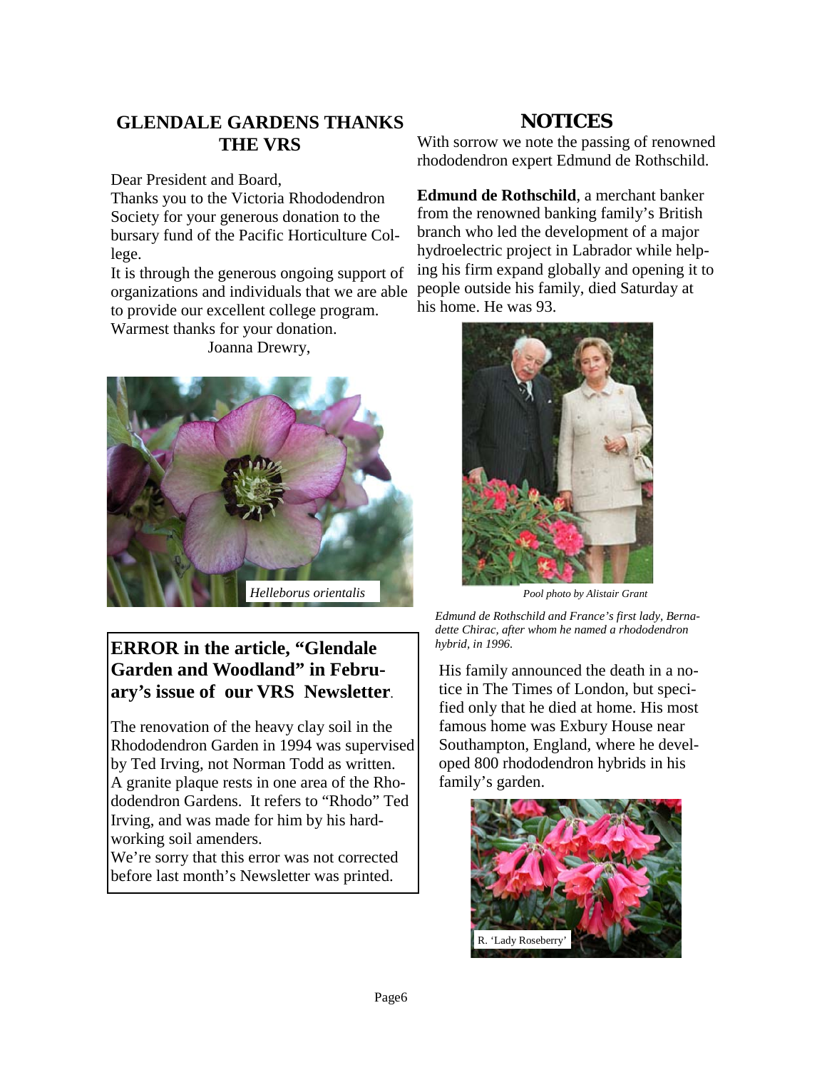## GLENDALE GARDENS THANKS THE VRS

Dear President and Board,

Thanks you to the Victoria Rhododendron Society for your generous donation to the bursary fund of the Pacific Horticulture College.

It is through the generous ongoing support of organizations and individuals that we are able to provide our excellent college program.

Warmest thanks for your donation.

Joanna Drewry,

*Helleborus orientalis*

## ERROR in the article, "Glendale Garden and Woodland" in February's issue of our VRS Newsletter.

The renovation of the heavy clay soil in the Rhododendron Garden in 1994 was supervised by Ted Irving, not Norman Todd as written. A granite plaque rests in one area of the Rhododendron Gardens. It refers to "Rhodo" Ted Irving, and was made for him by his hardworking soil amenders.

We're sorry that this error was not corrected before last month's Newsletter was printed.

## NOTICES

With sorrow we note the passing of renowned rhododendron expert Edmund de Rothschild.

**Edmund de Rothschild**, a merchant banker from the renowned banking family's British branch who led the development of a major hydroelectric project in Labrador while helping his firm expand globally and opening it to people outside his family, died Saturday at his home. He was 93.

*Pool photo by Alistair Grant*

*Edmund de Rothschild and France's first lady, Bernadette Chirac, after whom he named a rhododendron hybrid, in 1996.*

His family announced the death in a notice in The Times of London, but specified only that he died at home. His most famous home was Exbury House near Southampton, England, where he developed 800 rhododendron hybrids in his family's garden.

R. 'Lady Roseberry'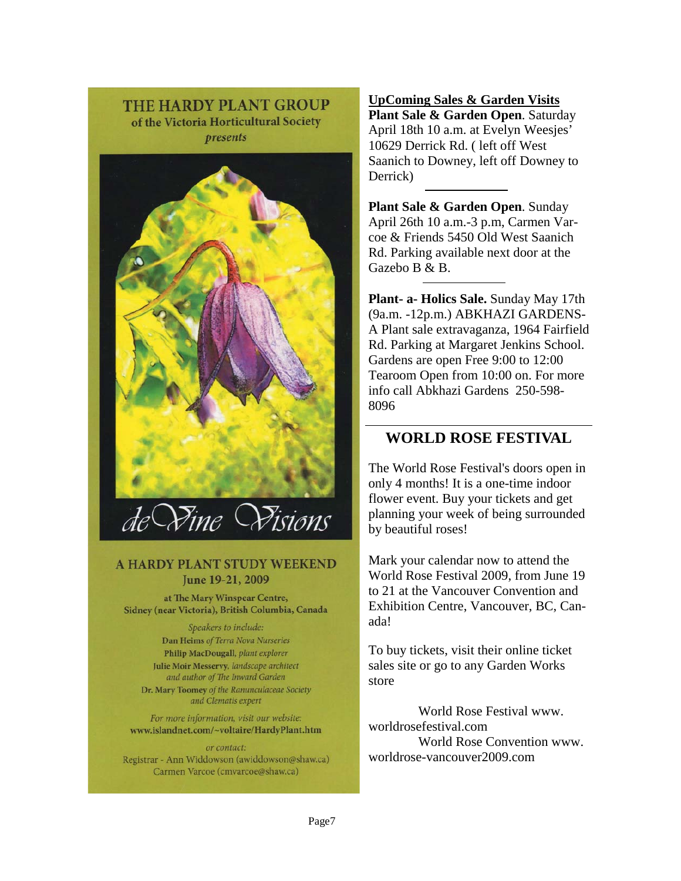## THE HARDY PLANT GROUP

of the Victoria Horticultural Society

*presents*

*deVine Visions*

### A HARDY PLANT STUDY WEEKEND

**June 19-21, 2009**

at The Mary Winspear Centre,
Sidney (near Victoria), British Columbia, Canada

*Speakers to include:*

Dan Heims *of Terra Nova Nurseries*
Philip MacDougall, *plant explorer*
Julie Moir Messervy, *landscape architect and author of The Inward Garden*
Dr. Mary Toomey *of the Ranunculaceae Society and Clematis expert*

*For more information, visit our website:*
www.islandnet.com/~voltaire/HardyPlant.htm

*or contact:*
Registrar - Ann Widdowson (awiddowson@shaw.ca)
Carmen Varcoe (cmvarcoe@shaw.ca)

**UpComing Sales & Garden Visits**

**Plant Sale & Garden Open**. Saturday April 18th 10 a.m. at Evelyn Weesjes' 10629 Derrick Rd. ( left off West Saanich to Downey, left off Downey to Derrick)

---

**Plant Sale & Garden Open**. Sunday April 26th 10 a.m.-3 p.m, Carmen Varcoe & Friends 5450 Old West Saanich Rd. Parking available next door at the Gazebo B & B.

---

**Plant- a- Holics Sale.** Sunday May 17th (9a.m. -12p.m.) ABKHAZI GARDENS- A Plant sale extravaganza, 1964 Fairfield Rd. Parking at Margaret Jenkins School. Gardens are open Free 9:00 to 12:00 Tearoom Open from 10:00 on. For more info call Abkhazi Gardens 250-598-8096

---

## WORLD ROSE FESTIVAL

The World Rose Festival's doors open in only 4 months! It is a one-time indoor flower event. Buy your tickets and get planning your week of being surrounded by beautiful roses!

Mark your calendar now to attend the World Rose Festival 2009, from June 19 to 21 at the Vancouver Convention and Exhibition Centre, Vancouver, BC, Canada!

To buy tickets, visit their online ticket sales site or go to any Garden Works store

World Rose Festival www.worldrosefestival.com
World Rose Convention www.worldrose-vancouver2009.com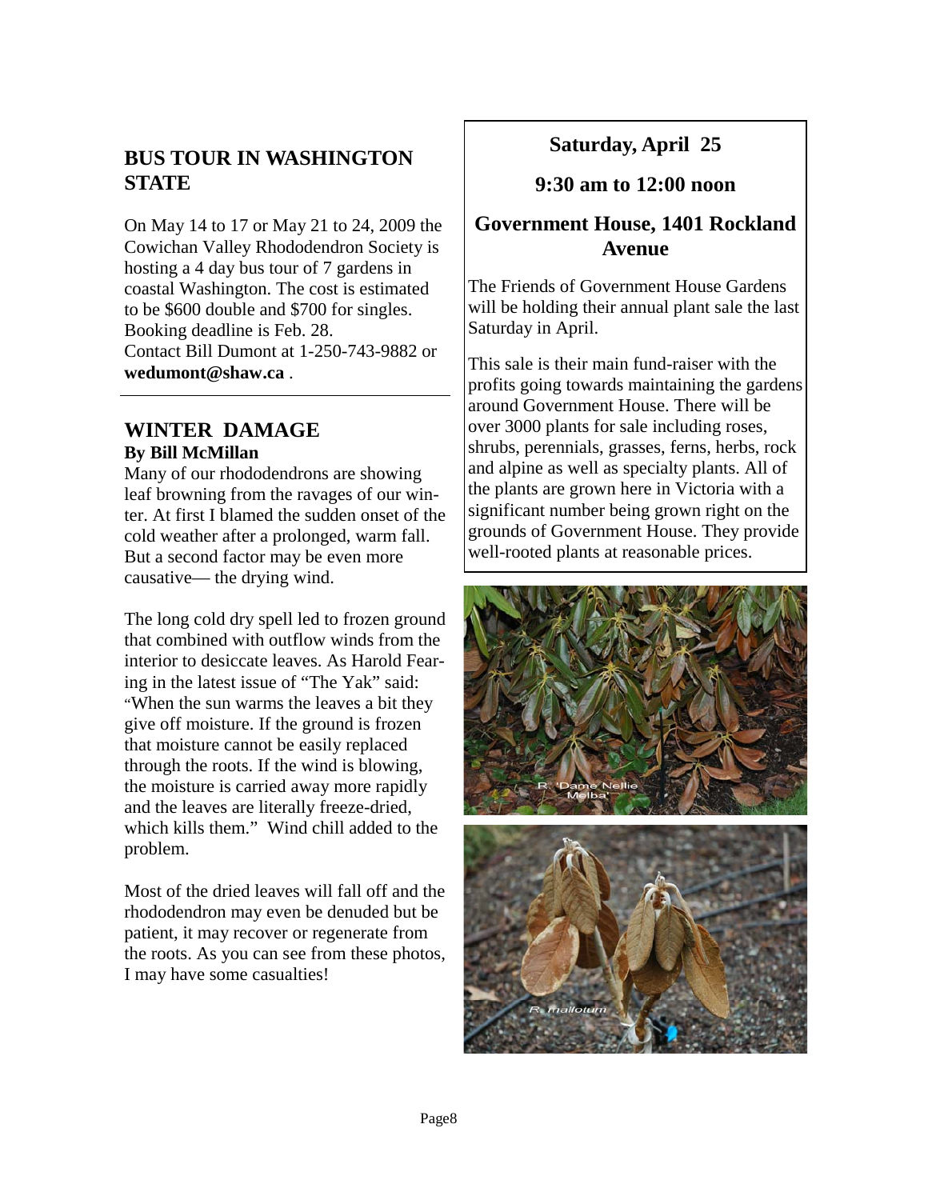## BUS TOUR IN WASHINGTON STATE

On May 14 to 17 or May 21 to 24, 2009 the Cowichan Valley Rhododendron Society is hosting a 4 day bus tour of 7 gardens in coastal Washington. The cost is estimated to be $600 double and $700 for singles. Booking deadline is Feb. 28.
Contact Bill Dumont at 1-250-743-9882 or **wedumont@shaw.ca** .

## WINTER DAMAGE

**By Bill McMillan**

Many of our rhododendrons are showing leaf browning from the ravages of our winter. At first I blamed the sudden onset of the cold weather after a prolonged, warm fall. But a second factor may be even more causative— the drying wind.

The long cold dry spell led to frozen ground that combined with outflow winds from the interior to desiccate leaves. As Harold Fearing in the latest issue of "The Yak" said: "When the sun warms the leaves a bit they give off moisture. If the ground is frozen that moisture cannot be easily replaced through the roots. If the wind is blowing, the moisture is carried away more rapidly and the leaves are literally freeze-dried, which kills them." Wind chill added to the problem.

Most of the dried leaves will fall off and the rhododendron may even be denuded but be patient, it may recover or regenerate from the roots. As you can see from these photos, I may have some casualties!

### Saturday, April 25

### 9:30 am to 12:00 noon

### Government House, 1401 Rockland Avenue

The Friends of Government House Gardens will be holding their annual plant sale the last Saturday in April.

This sale is their main fund-raiser with the profits going towards maintaining the gardens around Government House. There will be over 3000 plants for sale including roses, shrubs, perennials, grasses, ferns, herbs, rock and alpine as well as specialty plants. All of the plants are grown here in Victoria with a significant number being grown right on the grounds of Government House. They provide well-rooted plants at reasonable prices.

R. 'Dame Nellie Melba'

*R. mallotum*